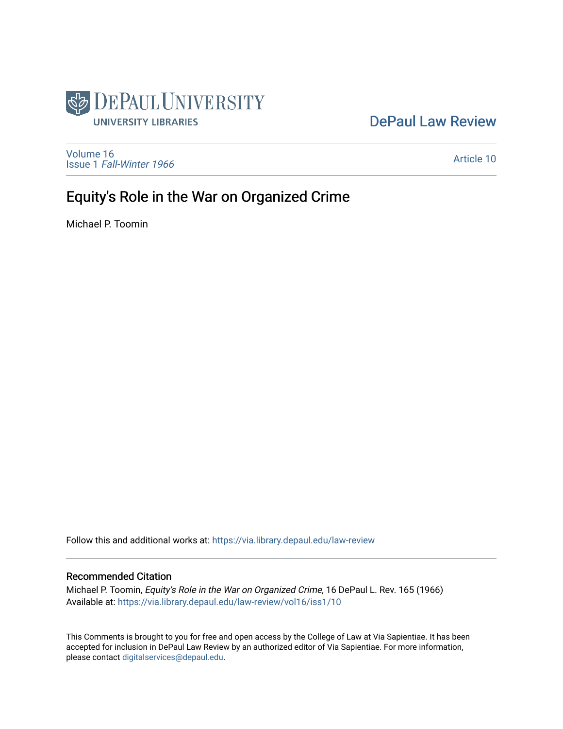DePaul University
UNIVERSITY LIBRARIES

DePaul Law Review

Volume 16
Issue 1 *Fall-Winter 1966*

Article 10

# Equity's Role in the War on Organized Crime

Michael P. Toomin

Follow this and additional works at: https://via.library.depaul.edu/law-review

## Recommended Citation

Michael P. Toomin, *Equity's Role in the War on Organized Crime*, 16 DePaul L. Rev. 165 (1966)
Available at: https://via.library.depaul.edu/law-review/vol16/iss1/10

This Comments is brought to you for free and open access by the College of Law at Via Sapientiae. It has been accepted for inclusion in DePaul Law Review by an authorized editor of Via Sapientiae. For more information, please contact digitalservices@depaul.edu.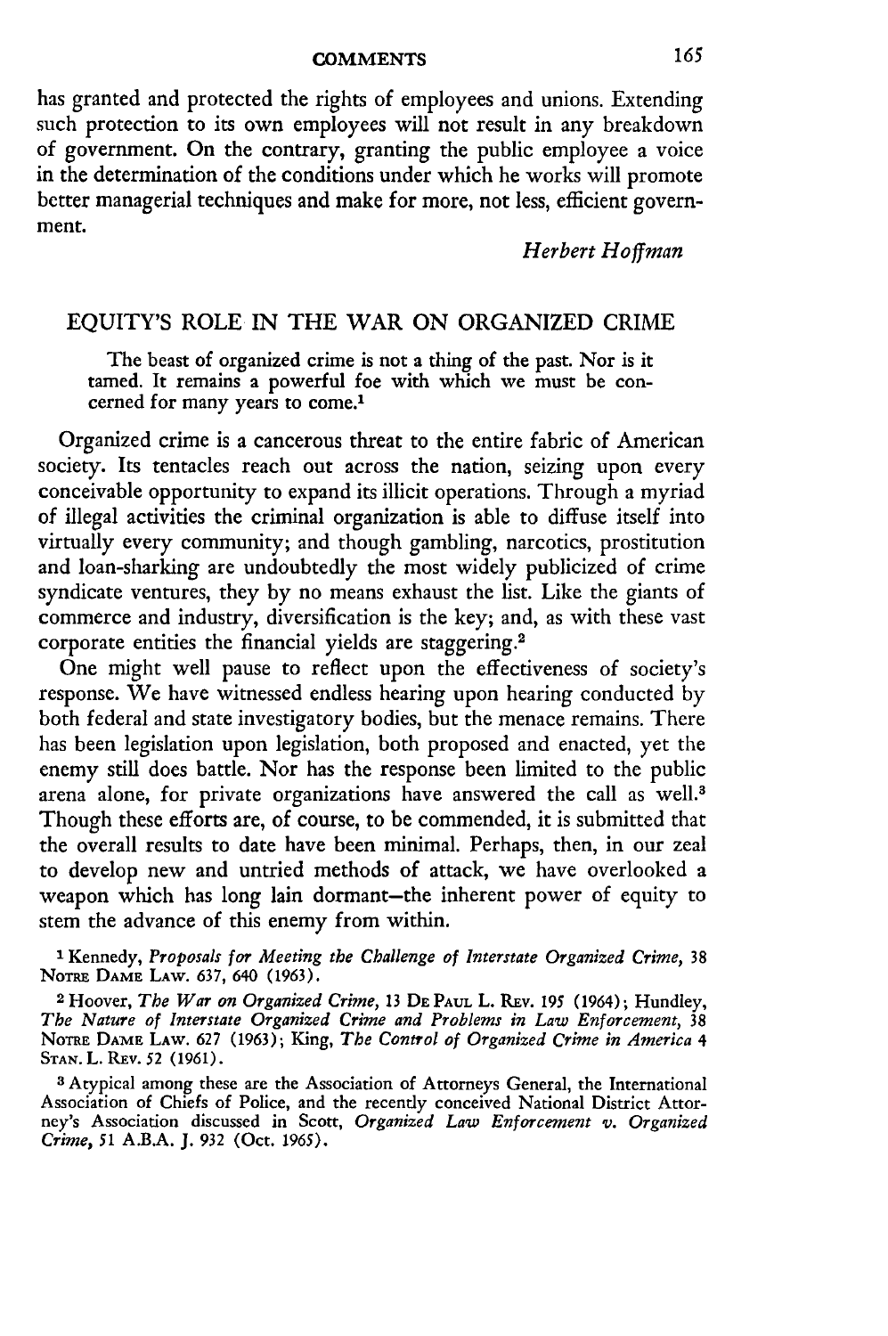has granted and protected the rights of employees and unions. Extending such protection to its own employees will not result in any breakdown of government. On the contrary, granting the public employee a voice in the determination of the conditions under which he works will promote better managerial techniques and make for more, not less, efficient government.

*Herbert Hoffman*

## EQUITY'S ROLE IN THE WAR ON ORGANIZED CRIME

> The beast of organized crime is not a thing of the past. Nor is it tamed. It remains a powerful foe with which we must be concerned for many years to come.[1]

Organized crime is a cancerous threat to the entire fabric of American society. Its tentacles reach out across the nation, seizing upon every conceivable opportunity to expand its illicit operations. Through a myriad of illegal activities the criminal organization is able to diffuse itself into virtually every community; and though gambling, narcotics, prostitution and loan-sharking are undoubtedly the most widely publicized of crime syndicate ventures, they by no means exhaust the list. Like the giants of commerce and industry, diversification is the key; and, as with these vast corporate entities the financial yields are staggering.[2]

One might well pause to reflect upon the effectiveness of society's response. We have witnessed endless hearing upon hearing conducted by both federal and state investigatory bodies, but the menace remains. There has been legislation upon legislation, both proposed and enacted, yet the enemy still does battle. Nor has the response been limited to the public arena alone, for private organizations have answered the call as well.[3] Though these efforts are, of course, to be commended, it is submitted that the overall results to date have been minimal. Perhaps, then, in our zeal to develop new and untried methods of attack, we have overlooked a weapon which has long lain dormant—the inherent power of equity to stem the advance of this enemy from within.

[1] Kennedy, *Proposals for Meeting the Challenge of Interstate Organized Crime*, 38 NOTRE DAME LAW. 637, 640 (1963).

[2] Hoover, *The War on Organized Crime*, 13 DE PAUL L. REV. 195 (1964); Hundley, *The Nature of Interstate Organized Crime and Problems in Law Enforcement*, 38 NOTRE DAME LAW. 627 (1963); King, *The Control of Organized Crime in America* 4 STAN. L. REV. 52 (1961).

[3] Atypical among these are the Association of Attorneys General, the International Association of Chiefs of Police, and the recently conceived National District Attorney's Association discussed in Scott, *Organized Law Enforcement v. Organized Crime*, 51 A.B.A. J. 932 (Oct. 1965).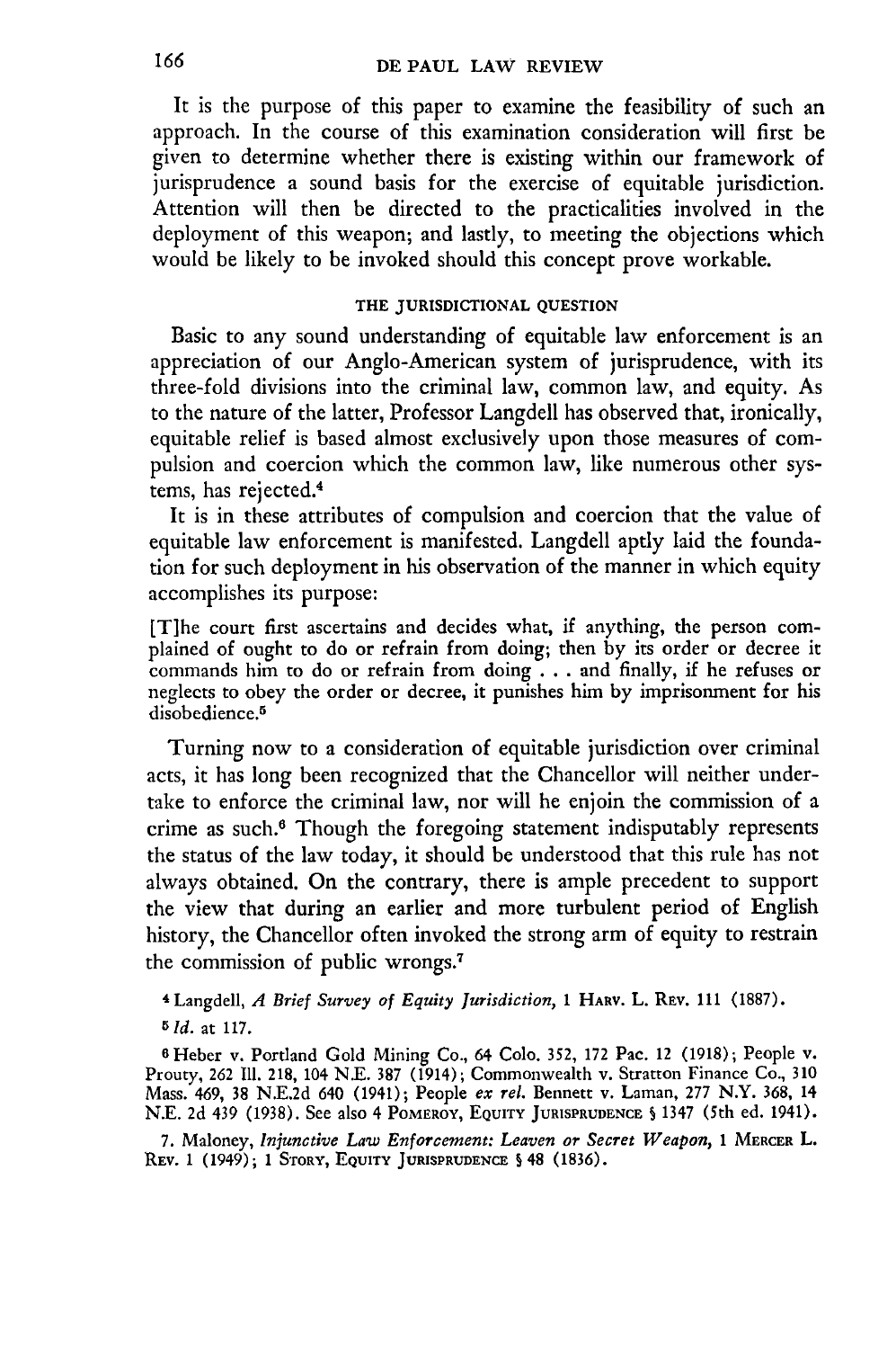It is the purpose of this paper to examine the feasibility of such an approach. In the course of this examination consideration will first be given to determine whether there is existing within our framework of jurisprudence a sound basis for the exercise of equitable jurisdiction. Attention will then be directed to the practicalities involved in the deployment of this weapon; and lastly, to meeting the objections which would be likely to be invoked should this concept prove workable.

## THE JURISDICTIONAL QUESTION

Basic to any sound understanding of equitable law enforcement is an appreciation of our Anglo-American system of jurisprudence, with its three-fold divisions into the criminal law, common law, and equity. As to the nature of the latter, Professor Langdell has observed that, ironically, equitable relief is based almost exclusively upon those measures of compulsion and coercion which the common law, like numerous other systems, has rejected.[4]

It is in these attributes of compulsion and coercion that the value of equitable law enforcement is manifested. Langdell aptly laid the foundation for such deployment in his observation of the manner in which equity accomplishes its purpose:

> [T]he court first ascertains and decides what, if anything, the person complained of ought to do or refrain from doing; then by its order or decree it commands him to do or refrain from doing . . . and finally, if he refuses or neglects to obey the order or decree, it punishes him by imprisonment for his disobedience.[5]

Turning now to a consideration of equitable jurisdiction over criminal acts, it has long been recognized that the Chancellor will neither undertake to enforce the criminal law, nor will he enjoin the commission of a crime as such.[6] Though the foregoing statement indisputably represents the status of the law today, it should be understood that this rule has not always obtained. On the contrary, there is ample precedent to support the view that during an earlier and more turbulent period of English history, the Chancellor often invoked the strong arm of equity to restrain the commission of public wrongs.[7]

---

[4] Langdell, *A Brief Survey of Equity Jurisdiction*, 1 HARV. L. REV. 111 (1887).

[5] *Id.* at 117.

[6] Heber v. Portland Gold Mining Co., 64 Colo. 352, 172 Pac. 12 (1918); People v. Prouty, 262 Ill. 218, 104 N.E. 387 (1914); Commonwealth v. Stratton Finance Co., 310 Mass. 469, 38 N.E.2d 640 (1941); People *ex rel.* Bennett v. Laman, 277 N.Y. 368, 14 N.E. 2d 439 (1938). See also 4 POMEROY, EQUITY JURISPRUDENCE § 1347 (5th ed. 1941).

[7] Maloney, *Injunctive Law Enforcement: Leaven or Secret Weapon*, 1 MERCER L. REV. 1 (1949); 1 STORY, EQUITY JURISPRUDENCE § 48 (1836).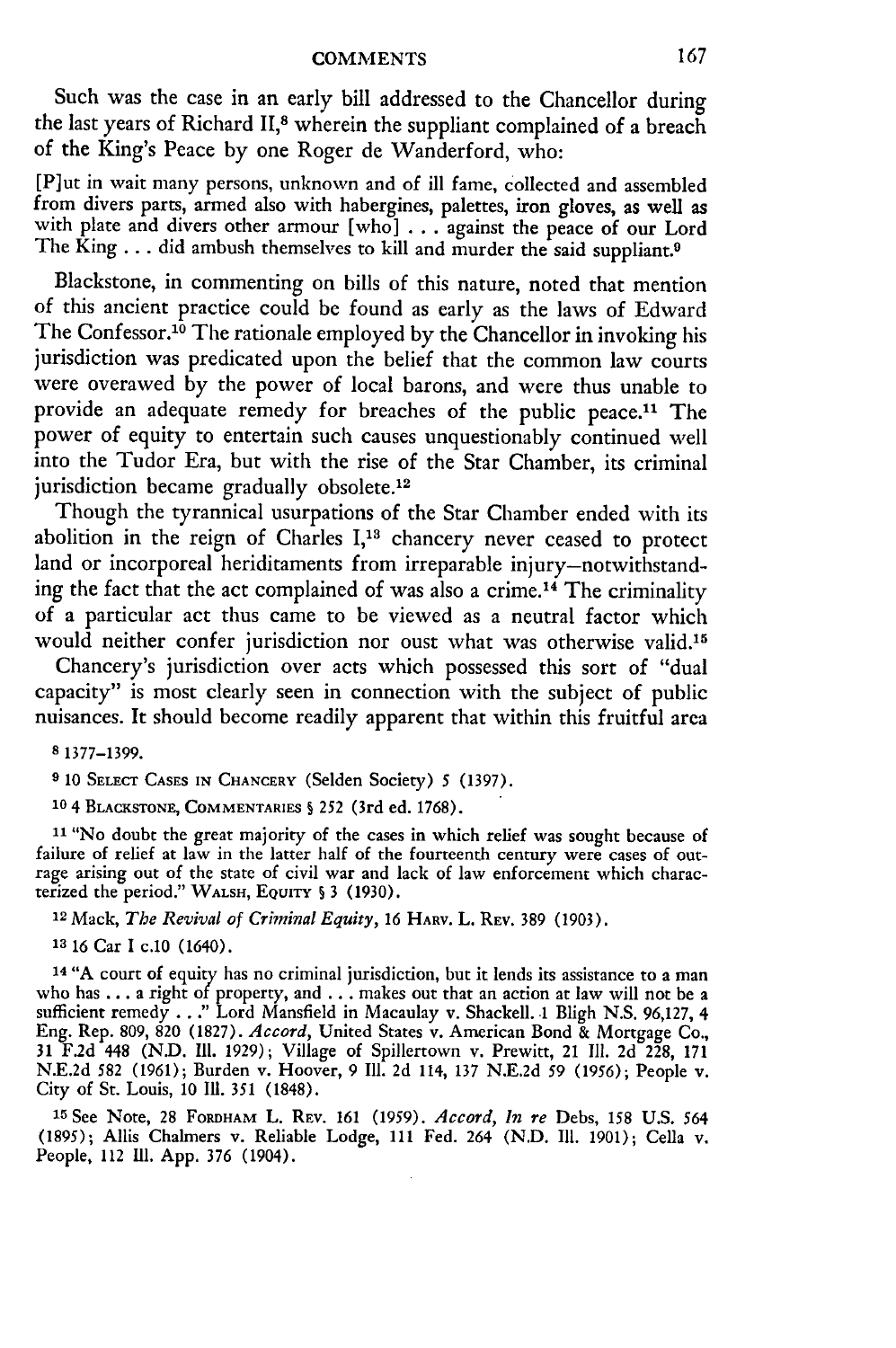Such was the case in an early bill addressed to the Chancellor during the last years of Richard II,[8] wherein the suppliant complained of a breach of the King's Peace by one Roger de Wanderford, who:

> [P]ut in wait many persons, unknown and of ill fame, collected and assembled from divers parts, armed also with habergines, palettes, iron gloves, as well as with plate and divers other armour [who] . . . against the peace of our Lord The King . . . did ambush themselves to kill and murder the said suppliant.[9]

Blackstone, in commenting on bills of this nature, noted that mention of this ancient practice could be found as early as the laws of Edward The Confessor.[10] The rationale employed by the Chancellor in invoking his jurisdiction was predicated upon the belief that the common law courts were overawed by the power of local barons, and were thus unable to provide an adequate remedy for breaches of the public peace.[11] The power of equity to entertain such causes unquestionably continued well into the Tudor Era, but with the rise of the Star Chamber, its criminal jurisdiction became gradually obsolete.[12]

Though the tyrannical usurpations of the Star Chamber ended with its abolition in the reign of Charles I,[13] chancery never ceased to protect land or incorporeal heriditaments from irreparable injury—notwithstanding the fact that the act complained of was also a crime.[14] The criminality of a particular act thus came to be viewed as a neutral factor which would neither confer jurisdiction nor oust what was otherwise valid.[15]

Chancery's jurisdiction over acts which possessed this sort of "dual capacity" is most clearly seen in connection with the subject of public nuisances. It should become readily apparent that within this fruitful area

---

[8] 1377–1399.

[9] 10 SELECT CASES IN CHANCERY (Selden Society) 5 (1397).

[10] 4 BLACKSTONE, COMMENTARIES § 252 (3rd ed. 1768).

[11] "No doubt the great majority of the cases in which relief was sought because of failure of relief at law in the latter half of the fourteenth century were cases of outrage arising out of the state of civil war and lack of law enforcement which characterized the period." WALSH, EQUITY § 3 (1930).

[12] Mack, *The Revival of Criminal Equity*, 16 HARV. L. REV. 389 (1903).

[13] 16 Car I c.10 (1640).

[14] "A court of equity has no criminal jurisdiction, but it lends its assistance to a man who has . . . a right of property, and . . . makes out that an action at law will not be a sufficient remedy . . ." Lord Mansfield in Macaulay v. Shackell. 1 Bligh N.S. 96,127, 4 Eng. Rep. 809, 820 (1827). *Accord*, United States v. American Bond & Mortgage Co., 31 F.2d 448 (N.D. Ill. 1929); Village of Spillertown v. Prewitt, 21 Ill. 2d 228, 171 N.E.2d 582 (1961); Burden v. Hoover, 9 Ill. 2d 114, 137 N.E.2d 59 (1956); People v. City of St. Louis, 10 Ill. 351 (1848).

[15] See Note, 28 FORDHAM L. REV. 161 (1959). *Accord*, *In re* Debs, 158 U.S. 564 (1895); Allis Chalmers v. Reliable Lodge, 111 Fed. 264 (N.D. Ill. 1901); Cella v. People, 112 Ill. App. 376 (1904).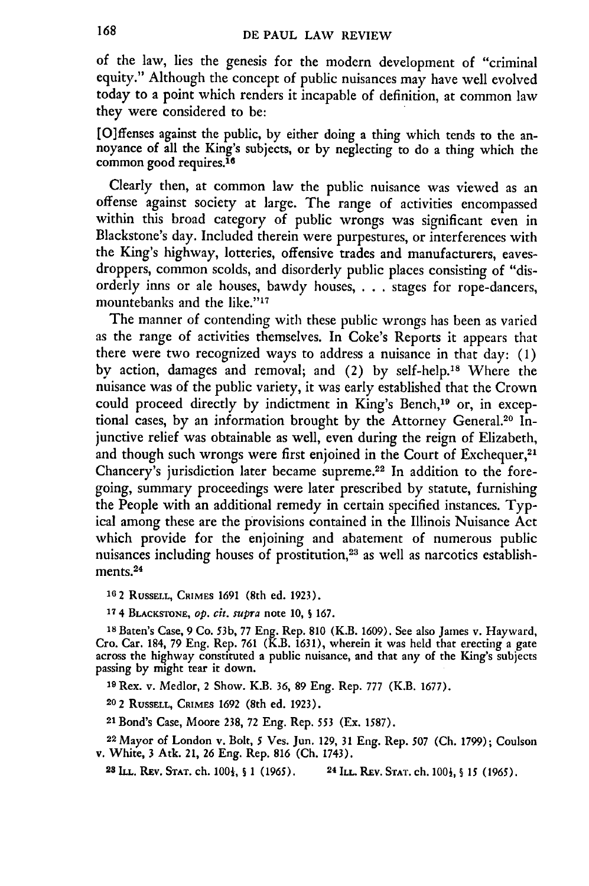of the law, lies the genesis for the modern development of "criminal equity." Although the concept of public nuisances may have well evolved today to a point which renders it incapable of definition, at common law they were considered to be:

> [O]ffenses against the public, by either doing a thing which tends to the annoyance of all the King's subjects, or by neglecting to do a thing which the common good requires.[16]

Clearly then, at common law the public nuisance was viewed as an offense against society at large. The range of activities encompassed within this broad category of public wrongs was significant even in Blackstone's day. Included therein were purpestures, or interferences with the King's highway, lotteries, offensive trades and manufacturers, eavesdroppers, common scolds, and disorderly public places consisting of "disorderly inns or ale houses, bawdy houses, . . . stages for rope-dancers, mountebanks and the like."[17]

The manner of contending with these public wrongs has been as varied as the range of activities themselves. In Coke's Reports it appears that there were two recognized ways to address a nuisance in that day: (1) by action, damages and removal; and (2) by self-help.[18] Where the nuisance was of the public variety, it was early established that the Crown could proceed directly by indictment in King's Bench,[19] or, in exceptional cases, by an information brought by the Attorney General.[20] Injunctive relief was obtainable as well, even during the reign of Elizabeth, and though such wrongs were first enjoined in the Court of Exchequer,[21] Chancery's jurisdiction later became supreme.[22] In addition to the foregoing, summary proceedings were later prescribed by statute, furnishing the People with an additional remedy in certain specified instances. Typical among these are the provisions contained in the Illinois Nuisance Act which provide for the enjoining and abatement of numerous public nuisances including houses of prostitution,[23] as well as narcotics establishments.[24]

---

[16] 2 Russell, Crimes 1691 (8th ed. 1923).

[17] 4 Blackstone, *op. cit. supra* note 10, § 167.

[18] Baten's Case, 9 Co. 53b, 77 Eng. Rep. 810 (K.B. 1609). See also James v. Hayward, Cro. Car. 184, 79 Eng. Rep. 761 (K.B. 1631), wherein it was held that erecting a gate across the highway constituted a public nuisance, and that any of the King's subjects passing by might tear it down.

[19] Rex. v. Medlor, 2 Show. K.B. 36, 89 Eng. Rep. 777 (K.B. 1677).

[20] 2 Russell, Crimes 1692 (8th ed. 1923).

[21] Bond's Case, Moore 238, 72 Eng. Rep. 553 (Ex. 1587).

[22] Mayor of London v. Bolt, 5 Ves. Jun. 129, 31 Eng. Rep. 507 (Ch. 1799); Coulson v. White, 3 Atk. 21, 26 Eng. Rep. 816 (Ch. 1743).

[23] Ill. Rev. Stat. ch. 100½, § 1 (1965).

[24] Ill. Rev. Stat. ch. 100½, § 15 (1965).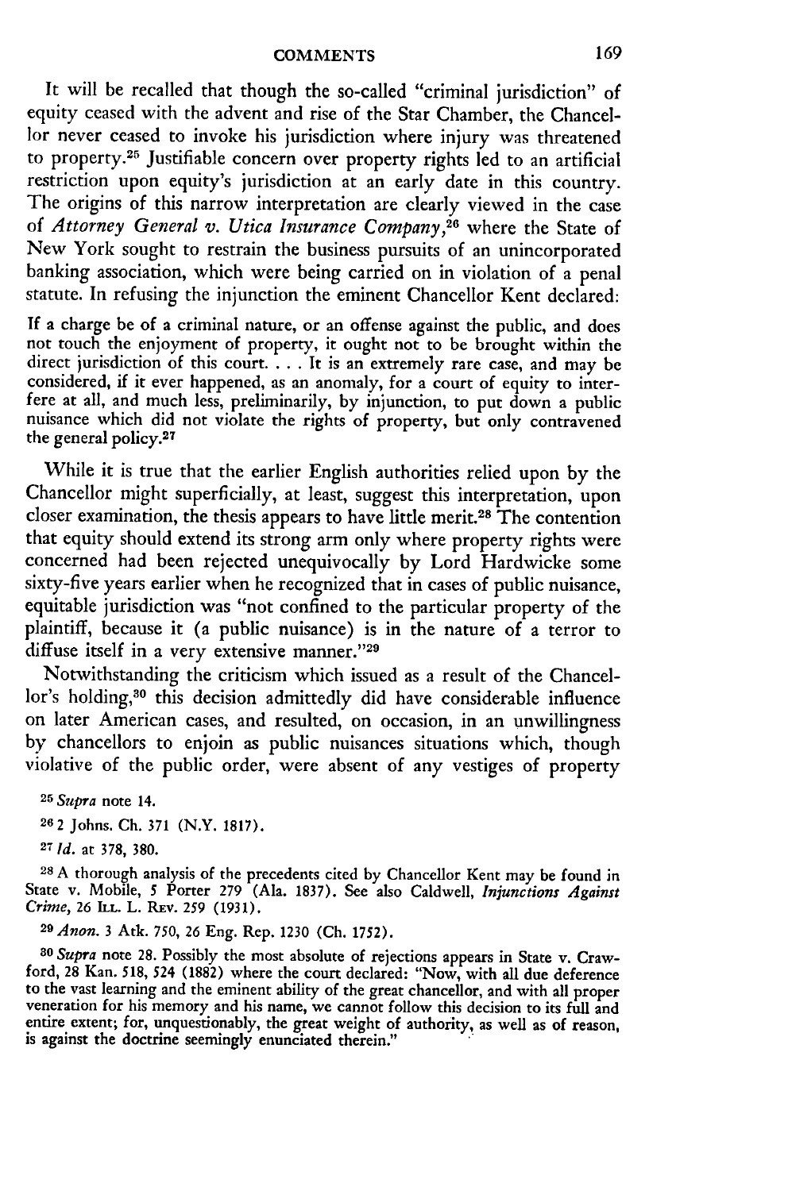It will be recalled that though the so-called "criminal jurisdiction" of equity ceased with the advent and rise of the Star Chamber, the Chancellor never ceased to invoke his jurisdiction where injury was threatened to property.[25] Justifiable concern over property rights led to an artificial restriction upon equity's jurisdiction at an early date in this country. The origins of this narrow interpretation are clearly viewed in the case of *Attorney General v. Utica Insurance Company*,[26] where the State of New York sought to restrain the business pursuits of an unincorporated banking association, which were being carried on in violation of a penal statute. In refusing the injunction the eminent Chancellor Kent declared:

> If a charge be of a criminal nature, or an offense against the public, and does not touch the enjoyment of property, it ought not to be brought within the direct jurisdiction of this court. . . . It is an extremely rare case, and may be considered, if it ever happened, as an anomaly, for a court of equity to interfere at all, and much less, preliminarily, by injunction, to put down a public nuisance which did not violate the rights of property, but only contravened the general policy.[27]

While it is true that the earlier English authorities relied upon by the Chancellor might superficially, at least, suggest this interpretation, upon closer examination, the thesis appears to have little merit.[28] The contention that equity should extend its strong arm only where property rights were concerned had been rejected unequivocally by Lord Hardwicke some sixty-five years earlier when he recognized that in cases of public nuisance, equitable jurisdiction was "not confined to the particular property of the plaintiff, because it (a public nuisance) is in the nature of a terror to diffuse itself in a very extensive manner."[29]

Notwithstanding the criticism which issued as a result of the Chancellor's holding,[30] this decision admittedly did have considerable influence on later American cases, and resulted, on occasion, in an unwillingness by chancellors to enjoin as public nuisances situations which, though violative of the public order, were absent of any vestiges of property

---

[25] *Supra* note 14.

[26] 2 Johns. Ch. 371 (N.Y. 1817).

[27] *Id.* at 378, 380.

[28] A thorough analysis of the precedents cited by Chancellor Kent may be found in State v. Mobile, 5 Porter 279 (Ala. 1837). See also Caldwell, *Injunctions Against Crime*, 26 Ill. L. Rev. 259 (1931).

[29] *Anon.* 3 Atk. 750, 26 Eng. Rep. 1230 (Ch. 1752).

[30] *Supra* note 28. Possibly the most absolute of rejections appears in State v. Crawford, 28 Kan. 518, 524 (1882) where the court declared: "Now, with all due deference to the vast learning and the eminent ability of the great chancellor, and with all proper veneration for his memory and his name, we cannot follow this decision to its full and entire extent; for, unquestionably, the great weight of authority, as well as of reason, is against the doctrine seemingly enunciated therein."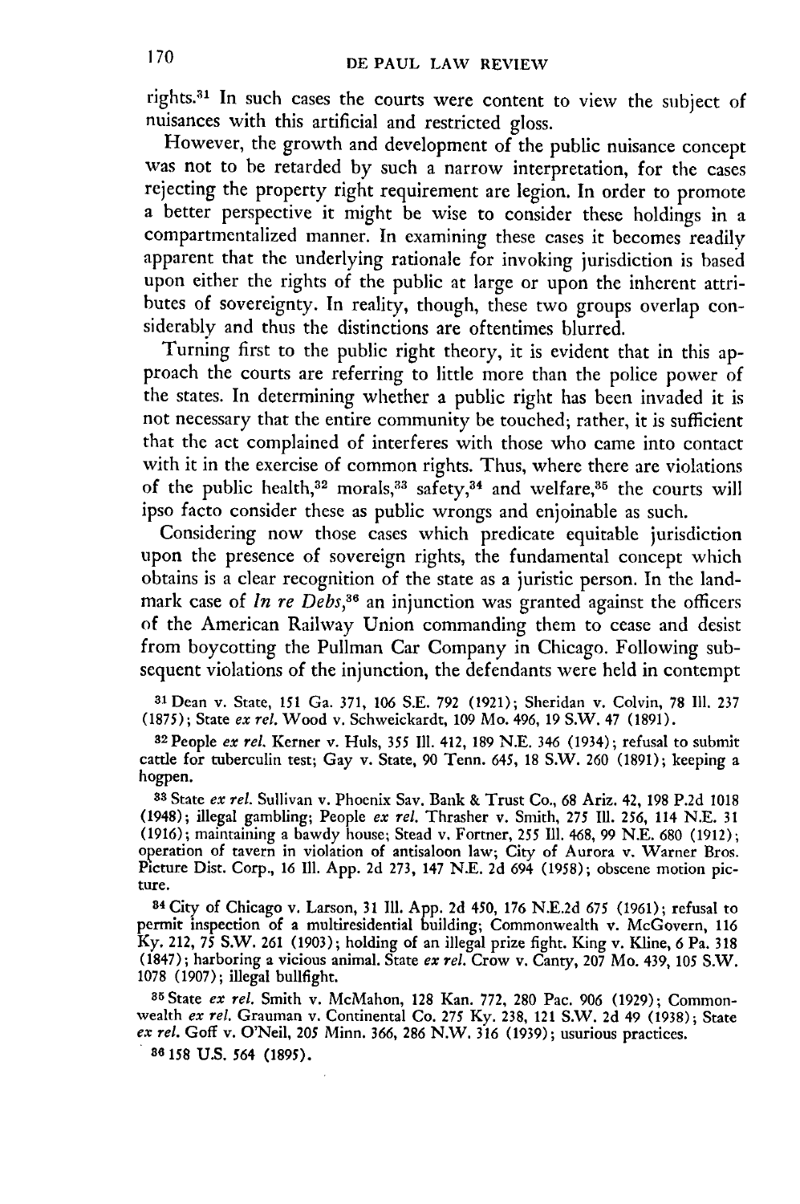rights.[31] In such cases the courts were content to view the subject of nuisances with this artificial and restricted gloss.

However, the growth and development of the public nuisance concept was not to be retarded by such a narrow interpretation, for the cases rejecting the property right requirement are legion. In order to promote a better perspective it might be wise to consider these holdings in a compartmentalized manner. In examining these cases it becomes readily apparent that the underlying rationale for invoking jurisdiction is based upon either the rights of the public at large or upon the inherent attributes of sovereignty. In reality, though, these two groups overlap considerably and thus the distinctions are oftentimes blurred.

Turning first to the public right theory, it is evident that in this approach the courts are referring to little more than the police power of the states. In determining whether a public right has been invaded it is not necessary that the entire community be touched; rather, it is sufficient that the act complained of interferes with those who came into contact with it in the exercise of common rights. Thus, where there are violations of the public health,[32] morals,[33] safety,[34] and welfare,[35] the courts will ipso facto consider these as public wrongs and enjoinable as such.

Considering now those cases which predicate equitable jurisdiction upon the presence of sovereign rights, the fundamental concept which obtains is a clear recognition of the state as a juristic person. In the landmark case of *In re Debs*,[36] an injunction was granted against the officers of the American Railway Union commanding them to cease and desist from boycotting the Pullman Car Company in Chicago. Following subsequent violations of the injunction, the defendants were held in contempt

[31] Dean v. State, 151 Ga. 371, 106 S.E. 792 (1921); Sheridan v. Colvin, 78 Ill. 237 (1875); State *ex rel.* Wood v. Schweickardt, 109 Mo. 496, 19 S.W. 47 (1891).

[32] People *ex rel.* Kerner v. Huls, 355 Ill. 412, 189 N.E. 346 (1934); refusal to submit cattle for tuberculin test; Gay v. State, 90 Tenn. 645, 18 S.W. 260 (1891); keeping a hogpen.

[33] State *ex rel.* Sullivan v. Phoenix Sav. Bank & Trust Co., 68 Ariz. 42, 198 P.2d 1018 (1948); illegal gambling; People *ex rel.* Thrasher v. Smith, 275 Ill. 256, 114 N.E. 31 (1916); maintaining a bawdy house; Stead v. Fortner, 255 Ill. 468, 99 N.E. 680 (1912); operation of tavern in violation of antisaloon law; City of Aurora v. Warner Bros. Picture Dist. Corp., 16 Ill. App. 2d 273, 147 N.E. 2d 694 (1958); obscene motion picture.

[34] City of Chicago v. Larson, 31 Ill. App. 2d 450, 176 N.E.2d 675 (1961); refusal to permit inspection of a multiresidential building; Commonwealth v. McGovern, 116 Ky. 212, 75 S.W. 261 (1903); holding of an illegal prize fight. King v. Kline, 6 Pa. 318 (1847); harboring a vicious animal. State *ex rel.* Crow v. Canty, 207 Mo. 439, 105 S.W. 1078 (1907); illegal bullfight.

[35] State *ex rel.* Smith v. McMahon, 128 Kan. 772, 280 Pac. 906 (1929); Commonwealth *ex rel.* Grauman v. Continental Co. 275 Ky. 238, 121 S.W. 2d 49 (1938); State *ex rel.* Goff v. O'Neil, 205 Minn. 366, 286 N.W. 316 (1939); usurious practices.

[36] 158 U.S. 564 (1895).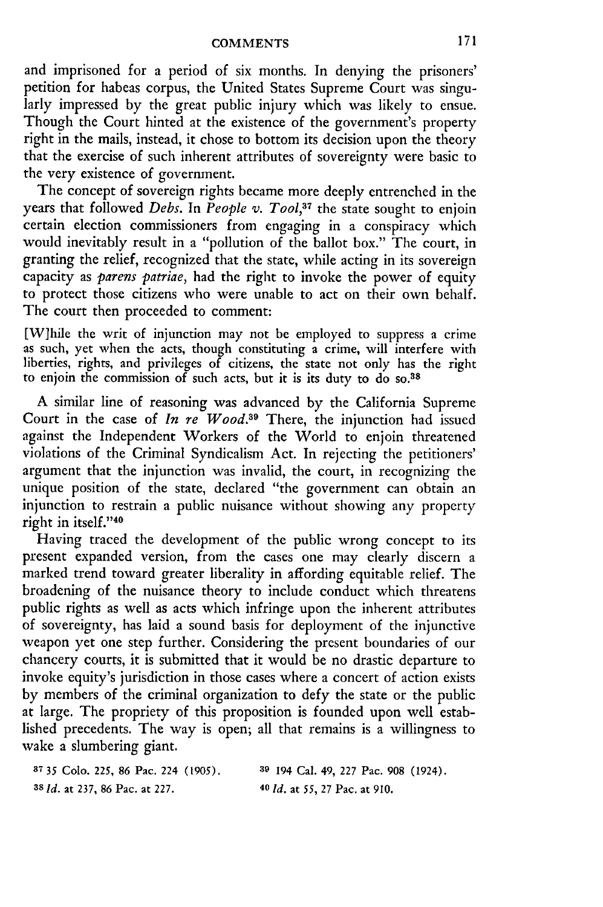and imprisoned for a period of six months. In denying the prisoners' petition for habeas corpus, the United States Supreme Court was singularly impressed by the great public injury which was likely to ensue. Though the Court hinted at the existence of the government's property right in the mails, instead, it chose to bottom its decision upon the theory that the exercise of such inherent attributes of sovereignty were basic to the very existence of government.

The concept of sovereign rights became more deeply entrenched in the years that followed *Debs*. In *People v. Tool*,[37] the state sought to enjoin certain election commissioners from engaging in a conspiracy which would inevitably result in a "pollution of the ballot box." The court, in granting the relief, recognized that the state, while acting in its sovereign capacity as *parens patriae*, had the right to invoke the power of equity to protect those citizens who were unable to act on their own behalf. The court then proceeded to comment:

> [W]hile the writ of injunction may not be employed to suppress a crime as such, yet when the acts, though constituting a crime, will interfere with liberties, rights, and privileges of citizens, the state not only has the right to enjoin the commission of such acts, but it is its duty to do so.[38]

A similar line of reasoning was advanced by the California Supreme Court in the case of *In re Wood*.[39] There, the injunction had issued against the Independent Workers of the World to enjoin threatened violations of the Criminal Syndicalism Act. In rejecting the petitioners' argument that the injunction was invalid, the court, in recognizing the unique position of the state, declared "the government can obtain an injunction to restrain a public nuisance without showing any property right in itself."[40]

Having traced the development of the public wrong concept to its present expanded version, from the cases one may clearly discern a marked trend toward greater liberality in affording equitable relief. The broadening of the nuisance theory to include conduct which threatens public rights as well as acts which infringe upon the inherent attributes of sovereignty, has laid a sound basis for deployment of the injunctive weapon yet one step further. Considering the present boundaries of our chancery courts, it is submitted that it would be no drastic departure to invoke equity's jurisdiction in those cases where a concert of action exists by members of the criminal organization to defy the state or the public at large. The propriety of this proposition is founded upon well established precedents. The way is open; all that remains is a willingness to wake a slumbering giant.

---

[37] 35 Colo. 225, 86 Pac. 224 (1905).

[38] *Id.* at 237, 86 Pac. at 227.

[39] 194 Cal. 49, 227 Pac. 908 (1924).

[40] *Id.* at 55, 27 Pac. at 910.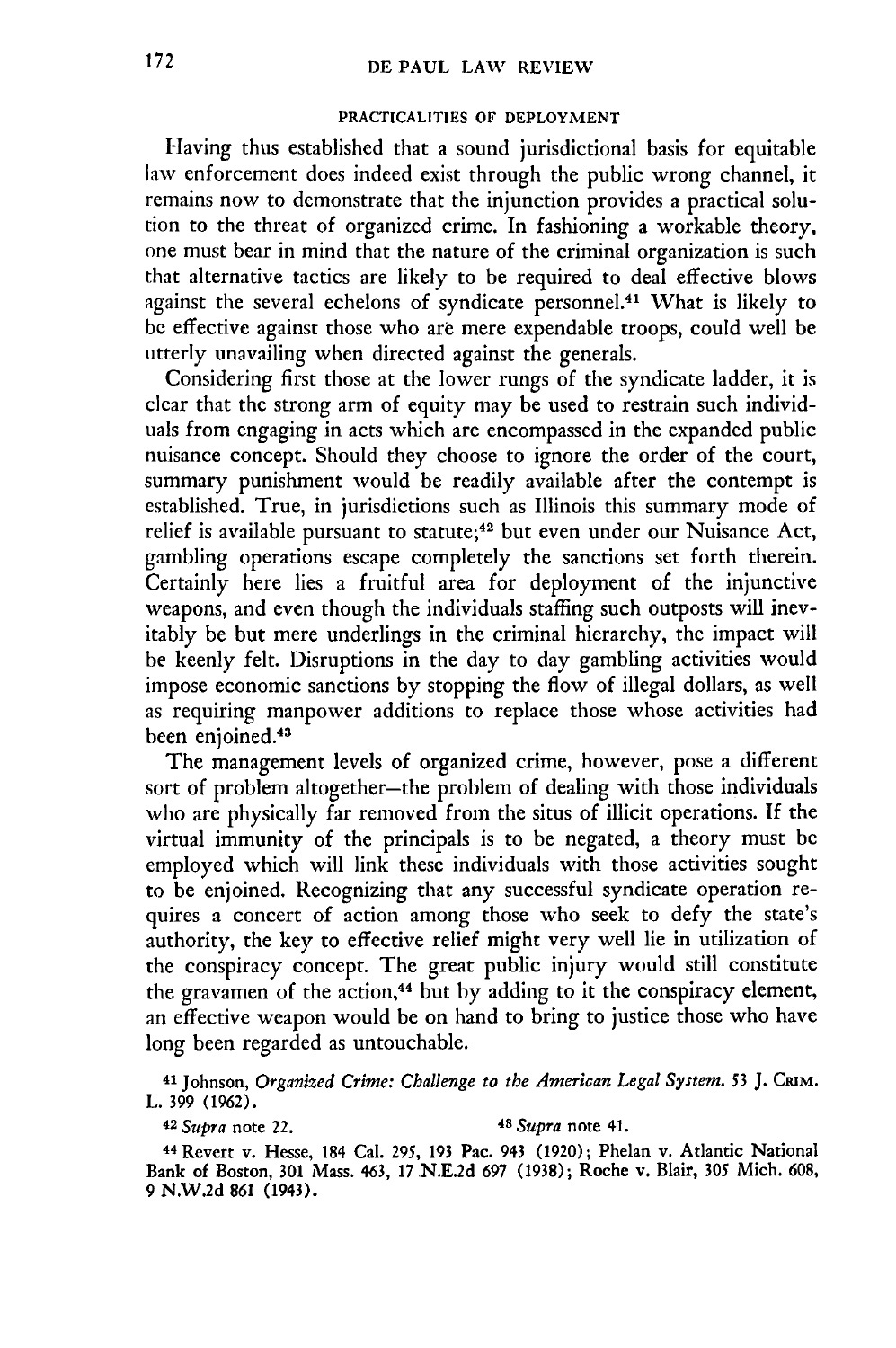## PRACTICALITIES OF DEPLOYMENT

Having thus established that a sound jurisdictional basis for equitable law enforcement does indeed exist through the public wrong channel, it remains now to demonstrate that the injunction provides a practical solution to the threat of organized crime. In fashioning a workable theory, one must bear in mind that the nature of the criminal organization is such that alternative tactics are likely to be required to deal effective blows against the several echelons of syndicate personnel.[41] What is likely to be effective against those who are mere expendable troops, could well be utterly unavailing when directed against the generals.

Considering first those at the lower rungs of the syndicate ladder, it is clear that the strong arm of equity may be used to restrain such individuals from engaging in acts which are encompassed in the expanded public nuisance concept. Should they choose to ignore the order of the court, summary punishment would be readily available after the contempt is established. True, in jurisdictions such as Illinois this summary mode of relief is available pursuant to statute;[42] but even under our Nuisance Act, gambling operations escape completely the sanctions set forth therein. Certainly here lies a fruitful area for deployment of the injunctive weapons, and even though the individuals staffing such outposts will inevitably be but mere underlings in the criminal hierarchy, the impact will be keenly felt. Disruptions in the day to day gambling activities would impose economic sanctions by stopping the flow of illegal dollars, as well as requiring manpower additions to replace those whose activities had been enjoined.[43]

The management levels of organized crime, however, pose a different sort of problem altogether—the problem of dealing with those individuals who are physically far removed from the situs of illicit operations. If the virtual immunity of the principals is to be negated, a theory must be employed which will link these individuals with those activities sought to be enjoined. Recognizing that any successful syndicate operation requires a concert of action among those who seek to defy the state's authority, the key to effective relief might very well lie in utilization of the conspiracy concept. The great public injury would still constitute the gravamen of the action,[44] but by adding to it the conspiracy element, an effective weapon would be on hand to bring to justice those who have long been regarded as untouchable.

---

[41] Johnson, *Organized Crime: Challenge to the American Legal System.* 53 J. CRIM. L. 399 (1962).

[42] *Supra* note 22.

[43] *Supra* note 41.

[44] Revert v. Hesse, 184 Cal. 295, 193 Pac. 943 (1920); Phelan v. Atlantic National Bank of Boston, 301 Mass. 463, 17 N.E.2d 697 (1938); Roche v. Blair, 305 Mich. 608, 9 N.W.2d 861 (1943).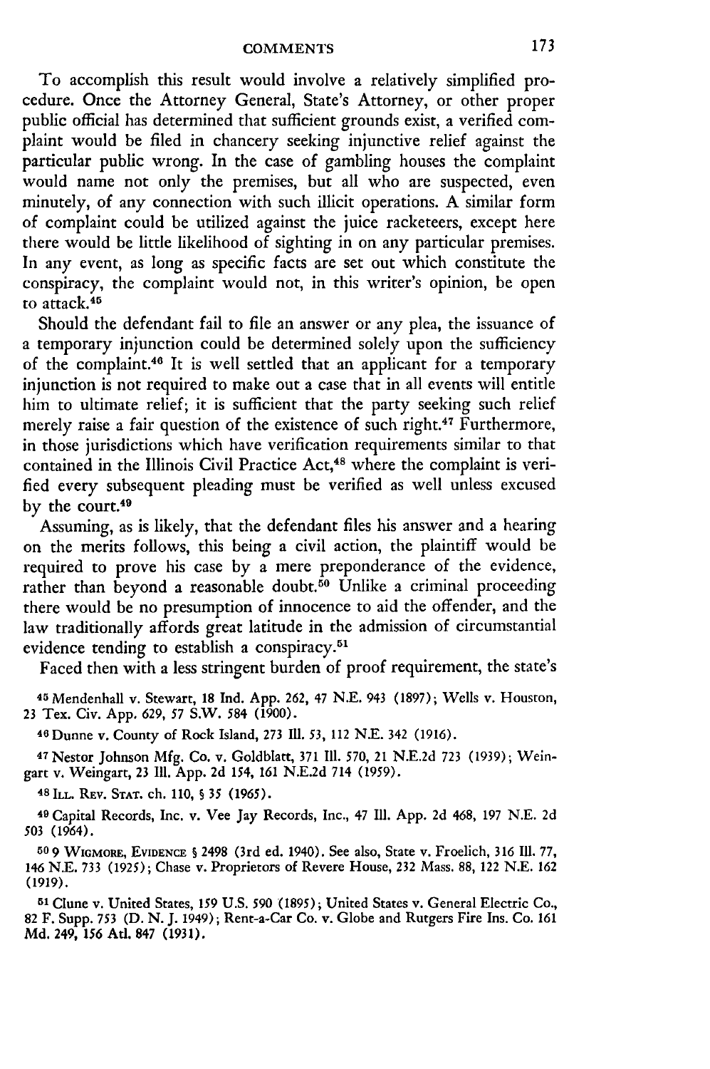To accomplish this result would involve a relatively simplified procedure. Once the Attorney General, State's Attorney, or other proper public official has determined that sufficient grounds exist, a verified complaint would be filed in chancery seeking injunctive relief against the particular public wrong. In the case of gambling houses the complaint would name not only the premises, but all who are suspected, even minutely, of any connection with such illicit operations. A similar form of complaint could be utilized against the juice racketeers, except here there would be little likelihood of sighting in on any particular premises. In any event, as long as specific facts are set out which constitute the conspiracy, the complaint would not, in this writer's opinion, be open to attack.[45]

Should the defendant fail to file an answer or any plea, the issuance of a temporary injunction could be determined solely upon the sufficiency of the complaint.[46] It is well settled that an applicant for a temporary injunction is not required to make out a case that in all events will entitle him to ultimate relief; it is sufficient that the party seeking such relief merely raise a fair question of the existence of such right.[47] Furthermore, in those jurisdictions which have verification requirements similar to that contained in the Illinois Civil Practice Act,[48] where the complaint is verified every subsequent pleading must be verified as well unless excused by the court.[49]

Assuming, as is likely, that the defendant files his answer and a hearing on the merits follows, this being a civil action, the plaintiff would be required to prove his case by a mere preponderance of the evidence, rather than beyond a reasonable doubt.[50] Unlike a criminal proceeding there would be no presumption of innocence to aid the offender, and the law traditionally affords great latitude in the admission of circumstantial evidence tending to establish a conspiracy.[51]

Faced then with a less stringent burden of proof requirement, the state's

---

[45] Mendenhall v. Stewart, 18 Ind. App. 262, 47 N.E. 943 (1897); Wells v. Houston, 23 Tex. Civ. App. 629, 57 S.W. 584 (1900).

[46] Dunne v. County of Rock Island, 273 Ill. 53, 112 N.E. 342 (1916).

[47] Nestor Johnson Mfg. Co. v. Goldblatt, 371 Ill. 570, 21 N.E.2d 723 (1939); Weingart v. Weingart, 23 Ill. App. 2d 154, 161 N.E.2d 714 (1959).

[48] ILL. REV. STAT. ch. 110, § 35 (1965).

[49] Capital Records, Inc. v. Vee Jay Records, Inc., 47 Ill. App. 2d 468, 197 N.E. 2d 503 (1964).

[50] 9 WIGMORE, EVIDENCE § 2498 (3rd ed. 1940). See also, State v. Froelich, 316 Ill. 77, 146 N.E. 733 (1925); Chase v. Proprietors of Revere House, 232 Mass. 88, 122 N.E. 162 (1919).

[51] Clune v. United States, 159 U.S. 590 (1895); United States v. General Electric Co., 82 F. Supp. 753 (D. N. J. 1949); Rent-a-Car Co. v. Globe and Rutgers Fire Ins. Co. 161 Md. 249, 156 Atl. 847 (1931).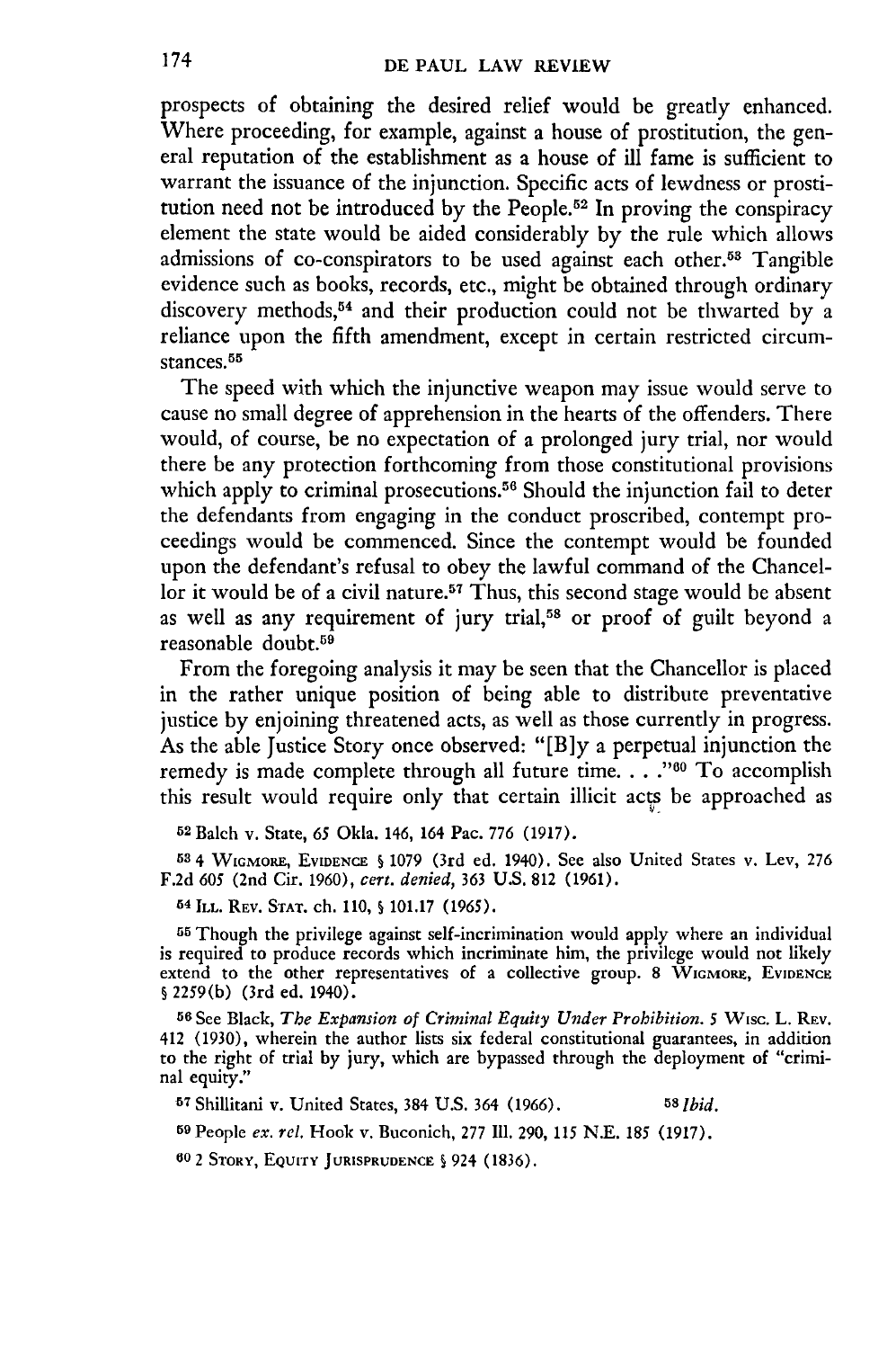prospects of obtaining the desired relief would be greatly enhanced. Where proceeding, for example, against a house of prostitution, the general reputation of the establishment as a house of ill fame is sufficient to warrant the issuance of the injunction. Specific acts of lewdness or prostitution need not be introduced by the People.[52] In proving the conspiracy element the state would be aided considerably by the rule which allows admissions of co-conspirators to be used against each other.[53] Tangible evidence such as books, records, etc., might be obtained through ordinary discovery methods,[54] and their production could not be thwarted by a reliance upon the fifth amendment, except in certain restricted circumstances.[55]

The speed with which the injunctive weapon may issue would serve to cause no small degree of apprehension in the hearts of the offenders. There would, of course, be no expectation of a prolonged jury trial, nor would there be any protection forthcoming from those constitutional provisions which apply to criminal prosecutions.[56] Should the injunction fail to deter the defendants from engaging in the conduct proscribed, contempt proceedings would be commenced. Since the contempt would be founded upon the defendant's refusal to obey the lawful command of the Chancellor it would be of a civil nature.[57] Thus, this second stage would be absent as well as any requirement of jury trial,[58] or proof of guilt beyond a reasonable doubt.[59]

From the foregoing analysis it may be seen that the Chancellor is placed in the rather unique position of being able to distribute preventative justice by enjoining threatened acts, as well as those currently in progress. As the able Justice Story once observed: "[B]y a perpetual injunction the remedy is made complete through all future time. . . ."[60] To accomplish this result would require only that certain illicit acts be approached as

[52] Balch v. State, 65 Okla. 146, 164 Pac. 776 (1917).

[53] 4 WIGMORE, EVIDENCE § 1079 (3rd ed. 1940). See also United States v. Lev, 276 F.2d 605 (2nd Cir. 1960), *cert. denied*, 363 U.S. 812 (1961).

[54] ILL. REV. STAT. ch. 110, § 101.17 (1965).

[55] Though the privilege against self-incrimination would apply where an individual is required to produce records which incriminate him, the privilege would not likely extend to the other representatives of a collective group. 8 WIGMORE, EVIDENCE § 2259(b) (3rd ed. 1940).

[56] See Black, *The Expansion of Criminal Equity Under Prohibition*. 5 WISC. L. REV. 412 (1930), wherein the author lists six federal constitutional guarantees, in addition to the right of trial by jury, which are bypassed through the deployment of "criminal equity."

[57] Shillitani v. United States, 384 U.S. 364 (1966).

[58] *Ibid.*

[59] People *ex. rel.* Hook v. Buconich, 277 Ill. 290, 115 N.E. 185 (1917).

[60] 2 STORY, EQUITY JURISPRUDENCE § 924 (1836).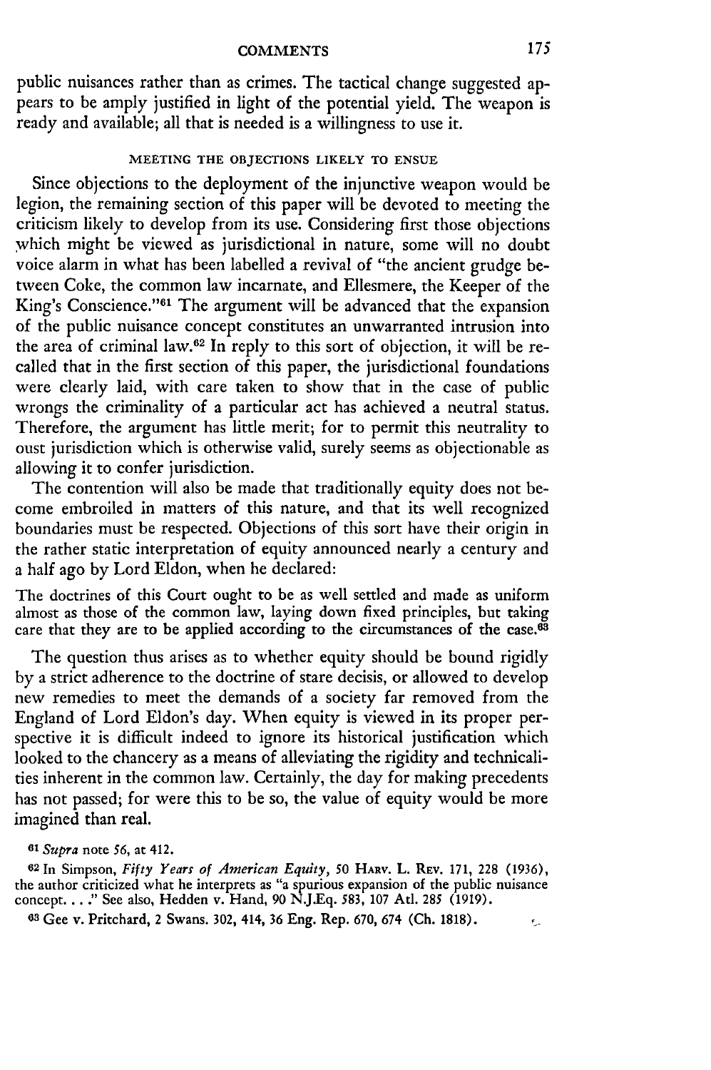public nuisances rather than as crimes. The tactical change suggested appears to be amply justified in light of the potential yield. The weapon is ready and available; all that is needed is a willingness to use it.

## MEETING THE OBJECTIONS LIKELY TO ENSUE

Since objections to the deployment of the injunctive weapon would be legion, the remaining section of this paper will be devoted to meeting the criticism likely to develop from its use. Considering first those objections which might be viewed as jurisdictional in nature, some will no doubt voice alarm in what has been labelled a revival of "the ancient grudge between Coke, the common law incarnate, and Ellesmere, the Keeper of the King's Conscience."[61] The argument will be advanced that the expansion of the public nuisance concept constitutes an unwarranted intrusion into the area of criminal law.[62] In reply to this sort of objection, it will be recalled that in the first section of this paper, the jurisdictional foundations were clearly laid, with care taken to show that in the case of public wrongs the criminality of a particular act has achieved a neutral status. Therefore, the argument has little merit; for to permit this neutrality to oust jurisdiction which is otherwise valid, surely seems as objectionable as allowing it to confer jurisdiction.

The contention will also be made that traditionally equity does not become embroiled in matters of this nature, and that its well recognized boundaries must be respected. Objections of this sort have their origin in the rather static interpretation of equity announced nearly a century and a half ago by Lord Eldon, when he declared:

> The doctrines of this Court ought to be as well settled and made as uniform almost as those of the common law, laying down fixed principles, but taking care that they are to be applied according to the circumstances of the case.[63]

The question thus arises as to whether equity should be bound rigidly by a strict adherence to the doctrine of stare decisis, or allowed to develop new remedies to meet the demands of a society far removed from the England of Lord Eldon's day. When equity is viewed in its proper perspective it is difficult indeed to ignore its historical justification which looked to the chancery as a means of alleviating the rigidity and technicalities inherent in the common law. Certainly, the day for making precedents has not passed; for were this to be so, the value of equity would be more imagined than real.

---

[61] *Supra* note 56, at 412.

[62] In Simpson, *Fifty Years of American Equity*, 50 HARV. L. REV. 171, 228 (1936), the author criticized what he interprets as "a spurious expansion of the public nuisance concept. . . ." See also, Hedden v. Hand, 90 N.J.Eq. 583, 107 Atl. 285 (1919).

[63] Gee v. Pritchard, 2 Swans. 302, 414, 36 Eng. Rep. 670, 674 (Ch. 1818).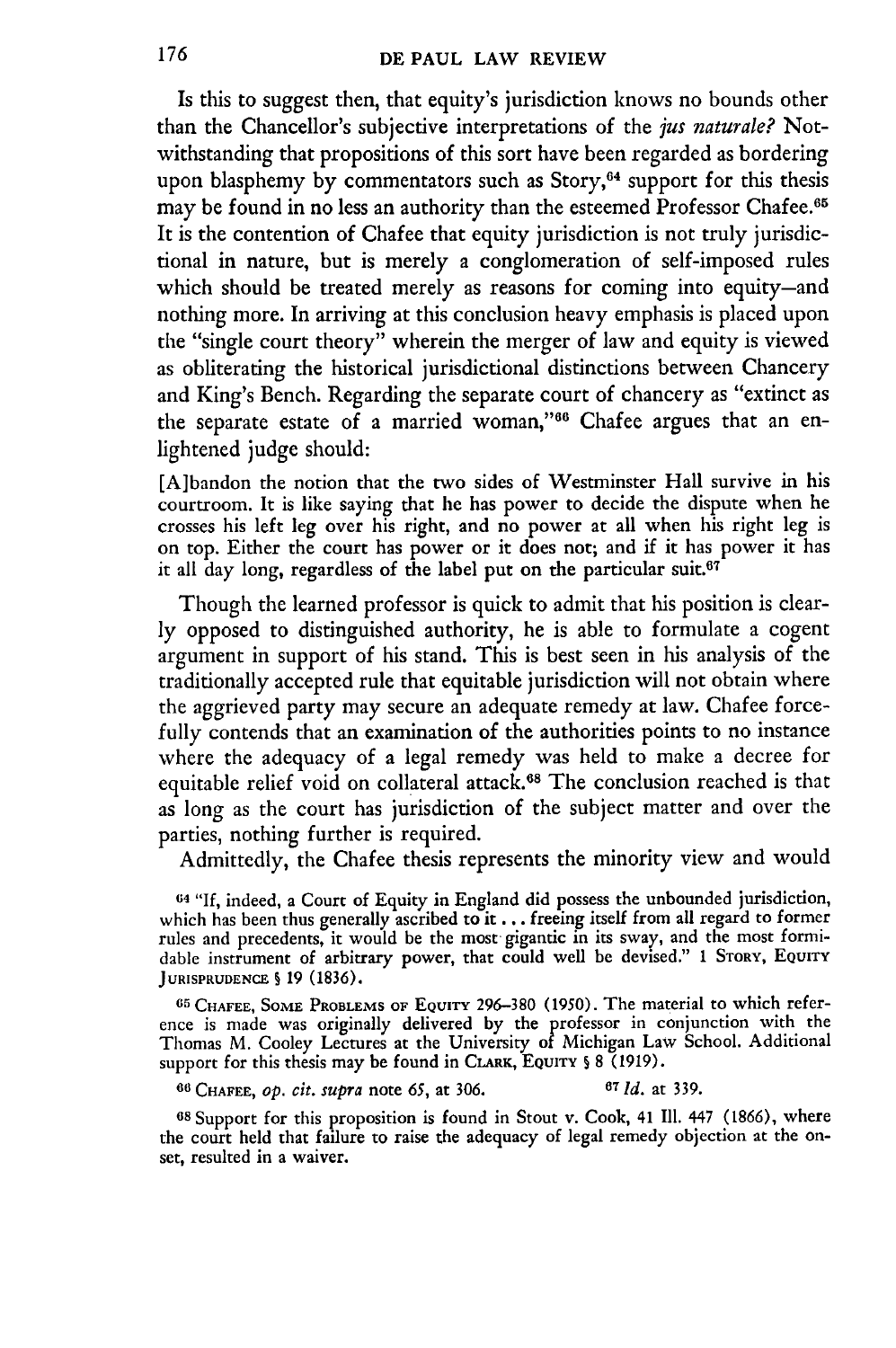Is this to suggest then, that equity's jurisdiction knows no bounds other than the Chancellor's subjective interpretations of the *jus naturale?* Notwithstanding that propositions of this sort have been regarded as bordering upon blasphemy by commentators such as Story,[64] support for this thesis may be found in no less an authority than the esteemed Professor Chafee.[65] It is the contention of Chafee that equity jurisdiction is not truly jurisdictional in nature, but is merely a conglomeration of self-imposed rules which should be treated merely as reasons for coming into equity—and nothing more. In arriving at this conclusion heavy emphasis is placed upon the "single court theory" wherein the merger of law and equity is viewed as obliterating the historical jurisdictional distinctions between Chancery and King's Bench. Regarding the separate court of chancery as "extinct as the separate estate of a married woman,"[66] Chafee argues that an enlightened judge should:

> [A]bandon the notion that the two sides of Westminster Hall survive in his courtroom. It is like saying that he has power to decide the dispute when he crosses his left leg over his right, and no power at all when his right leg is on top. Either the court has power or it does not; and if it has power it has it all day long, regardless of the label put on the particular suit.[67]

Though the learned professor is quick to admit that his position is clearly opposed to distinguished authority, he is able to formulate a cogent argument in support of his stand. This is best seen in his analysis of the traditionally accepted rule that equitable jurisdiction will not obtain where the aggrieved party may secure an adequate remedy at law. Chafee forcefully contends that an examination of the authorities points to no instance where the adequacy of a legal remedy was held to make a decree for equitable relief void on collateral attack.[68] The conclusion reached is that as long as the court has jurisdiction of the subject matter and over the parties, nothing further is required.

Admittedly, the Chafee thesis represents the minority view and would

---

[64] "If, indeed, a Court of Equity in England did possess the unbounded jurisdiction, which has been thus generally ascribed to it . . . freeing itself from all regard to former rules and precedents, it would be the most gigantic in its sway, and the most formidable instrument of arbitrary power, that could well be devised." 1 STORY, EQUITY JURISPRUDENCE § 19 (1836).

[65] CHAFEE, SOME PROBLEMS OF EQUITY 296–380 (1950). The material to which reference is made was originally delivered by the professor in conjunction with the Thomas M. Cooley Lectures at the University of Michigan Law School. Additional support for this thesis may be found in CLARK, EQUITY § 8 (1919).

[66] CHAFEE, *op. cit. supra* note 65, at 306.

[67] *Id.* at 339.

[68] Support for this proposition is found in Stout v. Cook, 41 Ill. 447 (1866), where the court held that failure to raise the adequacy of legal remedy objection at the onset, resulted in a waiver.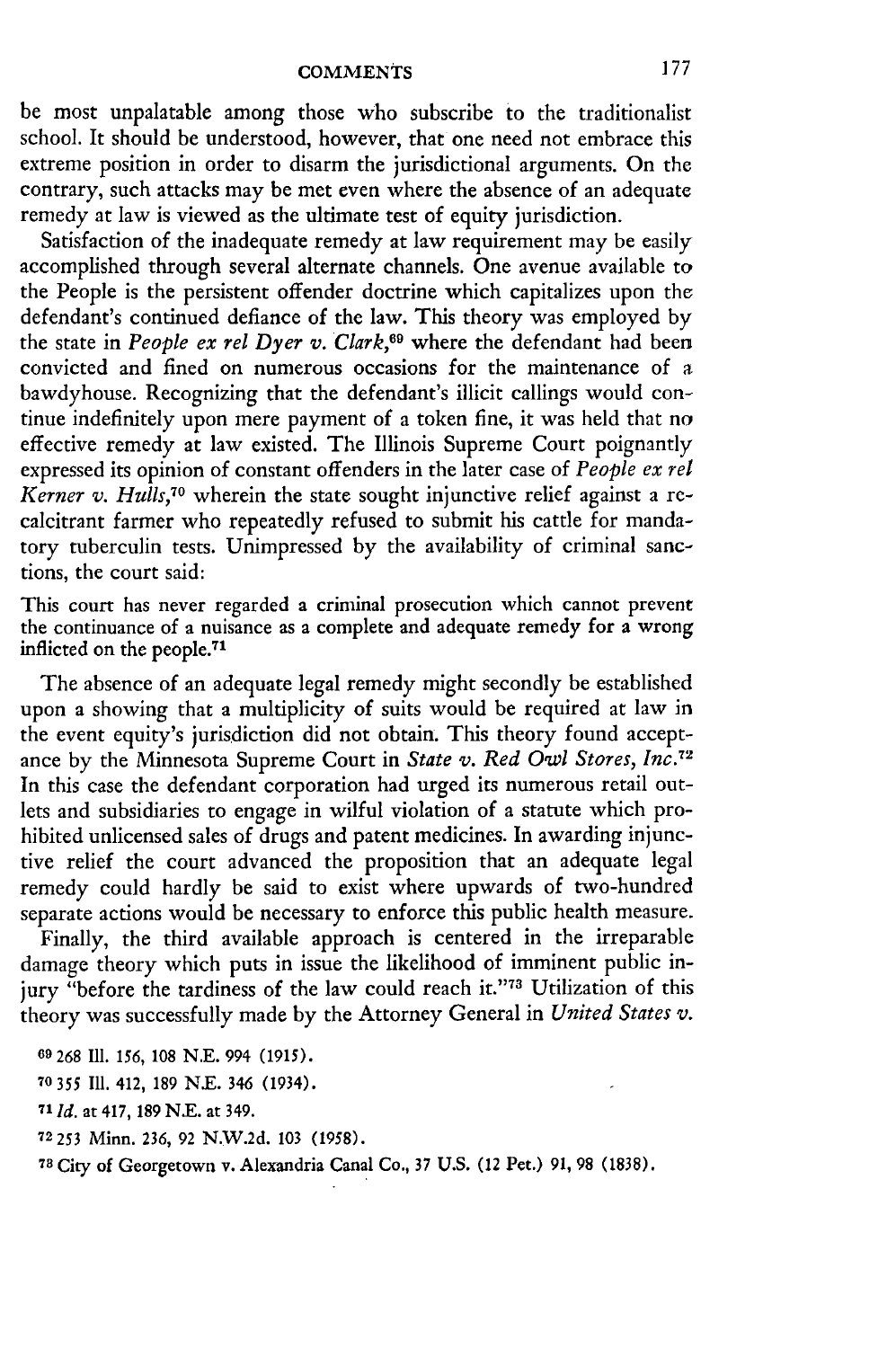be most unpalatable among those who subscribe to the traditionalist school. It should be understood, however, that one need not embrace this extreme position in order to disarm the jurisdictional arguments. On the contrary, such attacks may be met even where the absence of an adequate remedy at law is viewed as the ultimate test of equity jurisdiction.

Satisfaction of the inadequate remedy at law requirement may be easily accomplished through several alternate channels. One avenue available to the People is the persistent offender doctrine which capitalizes upon the defendant's continued defiance of the law. This theory was employed by the state in *People ex rel Dyer v. Clark*,[69] where the defendant had been convicted and fined on numerous occasions for the maintenance of a bawdyhouse. Recognizing that the defendant's illicit callings would continue indefinitely upon mere payment of a token fine, it was held that no effective remedy at law existed. The Illinois Supreme Court poignantly expressed its opinion of constant offenders in the later case of *People ex rel Kerner v. Hulls*,[70] wherein the state sought injunctive relief against a recalcitrant farmer who repeatedly refused to submit his cattle for mandatory tuberculin tests. Unimpressed by the availability of criminal sanctions, the court said:

> This court has never regarded a criminal prosecution which cannot prevent the continuance of a nuisance as a complete and adequate remedy for a wrong inflicted on the people.[71]

The absence of an adequate legal remedy might secondly be established upon a showing that a multiplicity of suits would be required at law in the event equity's jurisdiction did not obtain. This theory found acceptance by the Minnesota Supreme Court in *State v. Red Owl Stores, Inc.*[72] In this case the defendant corporation had urged its numerous retail outlets and subsidiaries to engage in wilful violation of a statute which prohibited unlicensed sales of drugs and patent medicines. In awarding injunctive relief the court advanced the proposition that an adequate legal remedy could hardly be said to exist where upwards of two-hundred separate actions would be necessary to enforce this public health measure.

Finally, the third available approach is centered in the irreparable damage theory which puts in issue the likelihood of imminent public injury "before the tardiness of the law could reach it."[73] Utilization of this theory was successfully made by the Attorney General in *United States v.*

---

[69] 268 Ill. 156, 108 N.E. 994 (1915).

[70] 355 Ill. 412, 189 N.E. 346 (1934).

[71] *Id.* at 417, 189 N.E. at 349.

[72] 253 Minn. 236, 92 N.W.2d. 103 (1958).

[73] City of Georgetown v. Alexandria Canal Co., 37 U.S. (12 Pet.) 91, 98 (1838).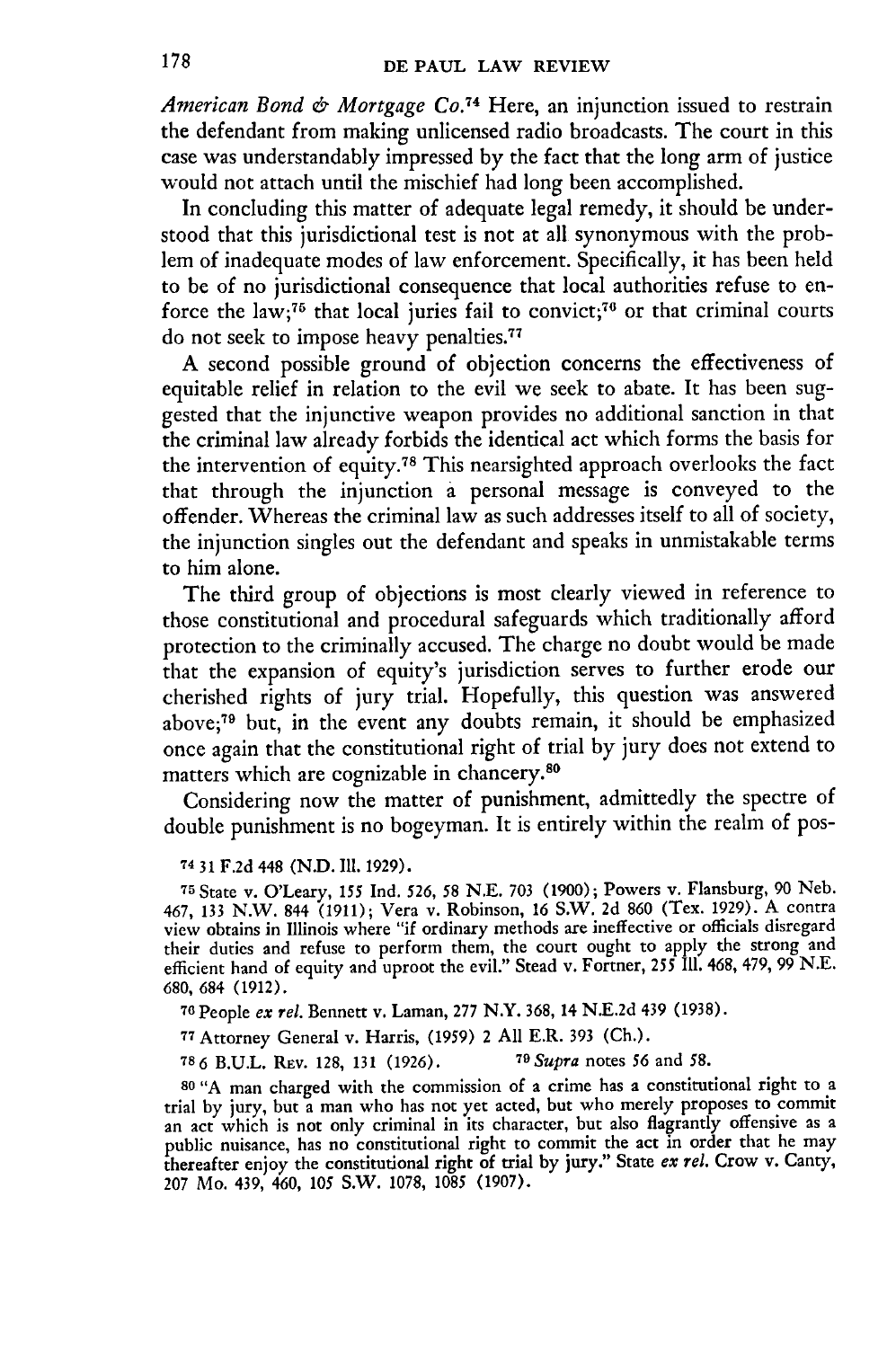*American Bond & Mortgage Co.*[74] Here, an injunction issued to restrain the defendant from making unlicensed radio broadcasts. The court in this case was understandably impressed by the fact that the long arm of justice would not attach until the mischief had long been accomplished.

In concluding this matter of adequate legal remedy, it should be understood that this jurisdictional test is not at all synonymous with the problem of inadequate modes of law enforcement. Specifically, it has been held to be of no jurisdictional consequence that local authorities refuse to enforce the law;[75] that local juries fail to convict;[76] or that criminal courts do not seek to impose heavy penalties.[77]

A second possible ground of objection concerns the effectiveness of equitable relief in relation to the evil we seek to abate. It has been suggested that the injunctive weapon provides no additional sanction in that the criminal law already forbids the identical act which forms the basis for the intervention of equity.[78] This nearsighted approach overlooks the fact that through the injunction a personal message is conveyed to the offender. Whereas the criminal law as such addresses itself to all of society, the injunction singles out the defendant and speaks in unmistakable terms to him alone.

The third group of objections is most clearly viewed in reference to those constitutional and procedural safeguards which traditionally afford protection to the criminally accused. The charge no doubt would be made that the expansion of equity's jurisdiction serves to further erode our cherished rights of jury trial. Hopefully, this question was answered above;[79] but, in the event any doubts remain, it should be emphasized once again that the constitutional right of trial by jury does not extend to matters which are cognizable in chancery.[80]

Considering now the matter of punishment, admittedly the spectre of double punishment is no bogeyman. It is entirely within the realm of pos-

---

[74] 31 F.2d 448 (N.D. Ill. 1929).

[75] State v. O'Leary, 155 Ind. 526, 58 N.E. 703 (1900); Powers v. Flansburg, 90 Neb. 467, 133 N.W. 844 (1911); Vera v. Robinson, 16 S.W. 2d 860 (Tex. 1929). A contra view obtains in Illinois where "if ordinary methods are ineffective or officials disregard their duties and refuse to perform them, the court ought to apply the strong and efficient hand of equity and uproot the evil." Stead v. Fortner, 255 Ill. 468, 479, 99 N.E. 680, 684 (1912).

[76] People *ex rel.* Bennett v. Laman, 277 N.Y. 368, 14 N.E.2d 439 (1938).

[77] Attorney General v. Harris, (1959) 2 All E.R. 393 (Ch.).

[78] 6 B.U.L. Rev. 128, 131 (1926).

[79] *Supra* notes 56 and 58.

[80] "A man charged with the commission of a crime has a constitutional right to a trial by jury, but a man who has not yet acted, but who merely proposes to commit an act which is not only criminal in its character, but also flagrantly offensive as a public nuisance, has no constitutional right to commit the act in order that he may thereafter enjoy the constitutional right of trial by jury." State *ex rel.* Crow v. Canty, 207 Mo. 439, 460, 105 S.W. 1078, 1085 (1907).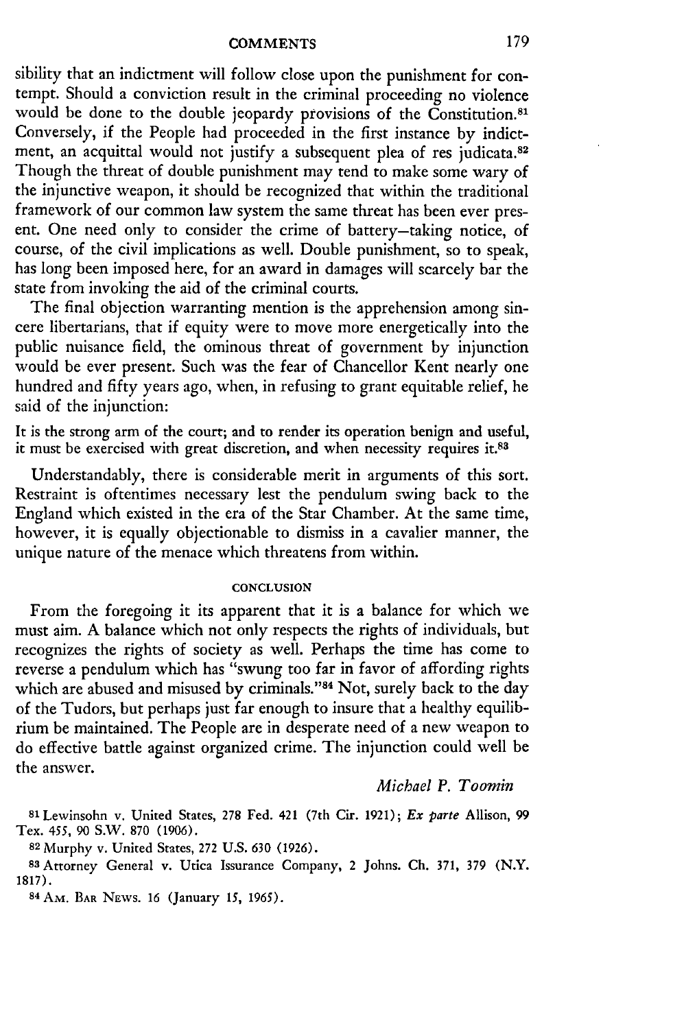sibility that an indictment will follow close upon the punishment for contempt. Should a conviction result in the criminal proceeding no violence would be done to the double jeopardy provisions of the Constitution.[81] Conversely, if the People had proceeded in the first instance by indictment, an acquittal would not justify a subsequent plea of res judicata.[82] Though the threat of double punishment may tend to make some wary of the injunctive weapon, it should be recognized that within the traditional framework of our common law system the same threat has been ever present. One need only to consider the crime of battery—taking notice, of course, of the civil implications as well. Double punishment, so to speak, has long been imposed here, for an award in damages will scarcely bar the state from invoking the aid of the criminal courts.

The final objection warranting mention is the apprehension among sincere libertarians, that if equity were to move more energetically into the public nuisance field, the ominous threat of government by injunction would be ever present. Such was the fear of Chancellor Kent nearly one hundred and fifty years ago, when, in refusing to grant equitable relief, he said of the injunction:

> It is the strong arm of the court; and to render its operation benign and useful, it must be exercised with great discretion, and when necessity requires it.[83]

Understandably, there is considerable merit in arguments of this sort. Restraint is oftentimes necessary lest the pendulum swing back to the England which existed in the era of the Star Chamber. At the same time, however, it is equally objectionable to dismiss in a cavalier manner, the unique nature of the menace which threatens from within.

## CONCLUSION

From the foregoing it its apparent that it is a balance for which we must aim. A balance which not only respects the rights of individuals, but recognizes the rights of society as well. Perhaps the time has come to reverse a pendulum which has "swung too far in favor of affording rights which are abused and misused by criminals."[84] Not, surely back to the day of the Tudors, but perhaps just far enough to insure that a healthy equilibrium be maintained. The People are in desperate need of a new weapon to do effective battle against organized crime. The injunction could well be the answer.

*Michael P. Toomin*

---

[81] Lewinsohn v. United States, 278 Fed. 421 (7th Cir. 1921); *Ex parte* Allison, 99 Tex. 455, 90 S.W. 870 (1906).

[82] Murphy v. United States, 272 U.S. 630 (1926).

[83] Attorney General v. Utica Issurance Company, 2 Johns. Ch. 371, 379 (N.Y. 1817).

[84] AM. BAR NEWS. 16 (January 15, 1965).